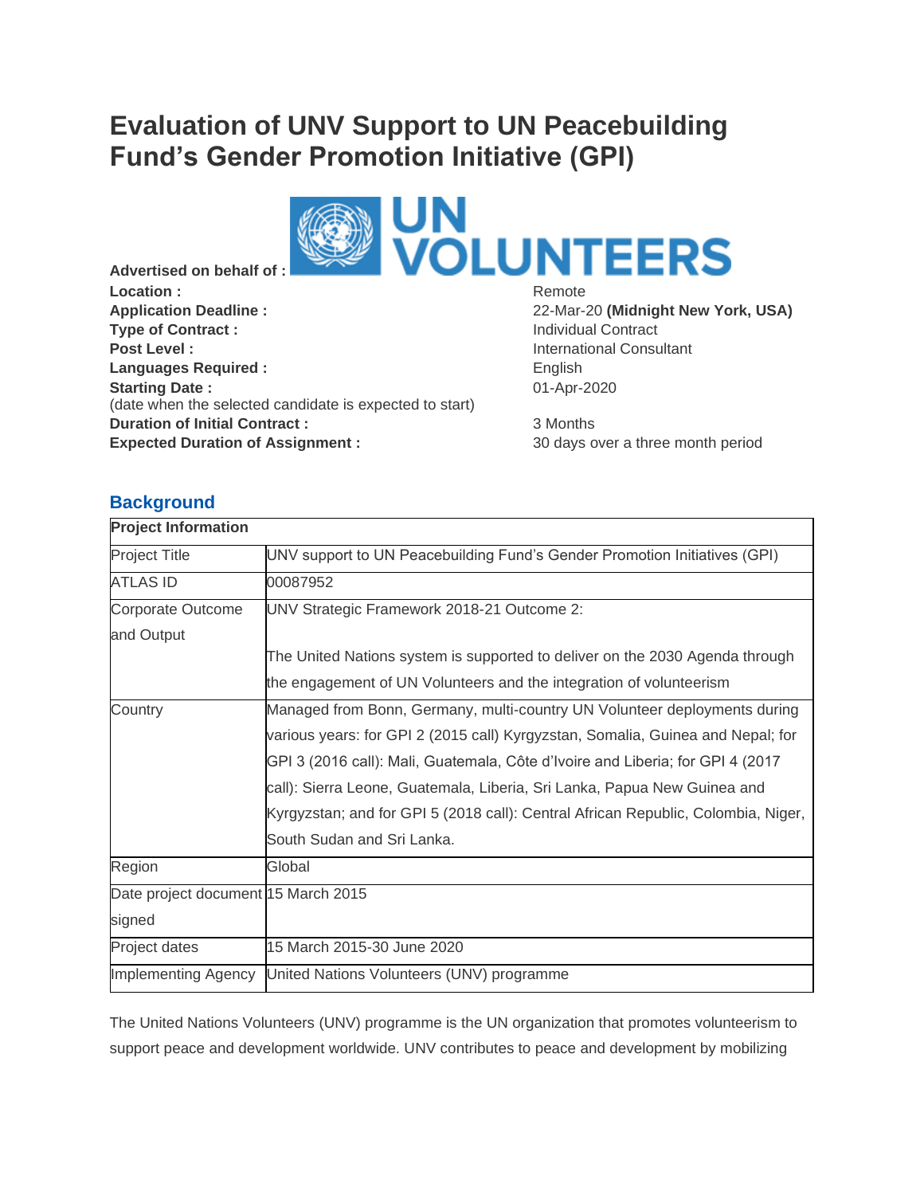# Evaluation of UNV Support to UN Peacebuilding Fund's Gender Promotion Initiative (GPI)

**Advertised on behalf of :**

| | |
|---|---|
| **Location :** | Remote |
| **Application Deadline :** | 22-Mar-20 **(Midnight New York, USA)** |
| **Type of Contract :** | Individual Contract |
| **Post Level :** | International Consultant |
| **Languages Required :** | English |
| **Starting Date :** (date when the selected candidate is expected to start) | 01-Apr-2020 |
| **Duration of Initial Contract :** | 3 Months |
| **Expected Duration of Assignment :** | 30 days over a three month period |

## Background

| **Project Information** | |
|---|---|
| Project Title | UNV support to UN Peacebuilding Fund's Gender Promotion Initiatives (GPI) |
| ATLAS ID | 00087952 |
| Corporate Outcome and Output | UNV Strategic Framework 2018-21 Outcome 2: The United Nations system is supported to deliver on the 2030 Agenda through the engagement of UN Volunteers and the integration of volunteerism |
| Country | Managed from Bonn, Germany, multi-country UN Volunteer deployments during various years: for GPI 2 (2015 call) Kyrgyzstan, Somalia, Guinea and Nepal; for GPI 3 (2016 call): Mali, Guatemala, Côte d'Ivoire and Liberia; for GPI 4 (2017 call): Sierra Leone, Guatemala, Liberia, Sri Lanka, Papua New Guinea and Kyrgyzstan; and for GPI 5 (2018 call): Central African Republic, Colombia, Niger, South Sudan and Sri Lanka. |
| Region | Global |
| Date project document signed | 15 March 2015 |
| Project dates | 15 March 2015-30 June 2020 |
| Implementing Agency | United Nations Volunteers (UNV) programme |

The United Nations Volunteers (UNV) programme is the UN organization that promotes volunteerism to support peace and development worldwide. UNV contributes to peace and development by mobilizing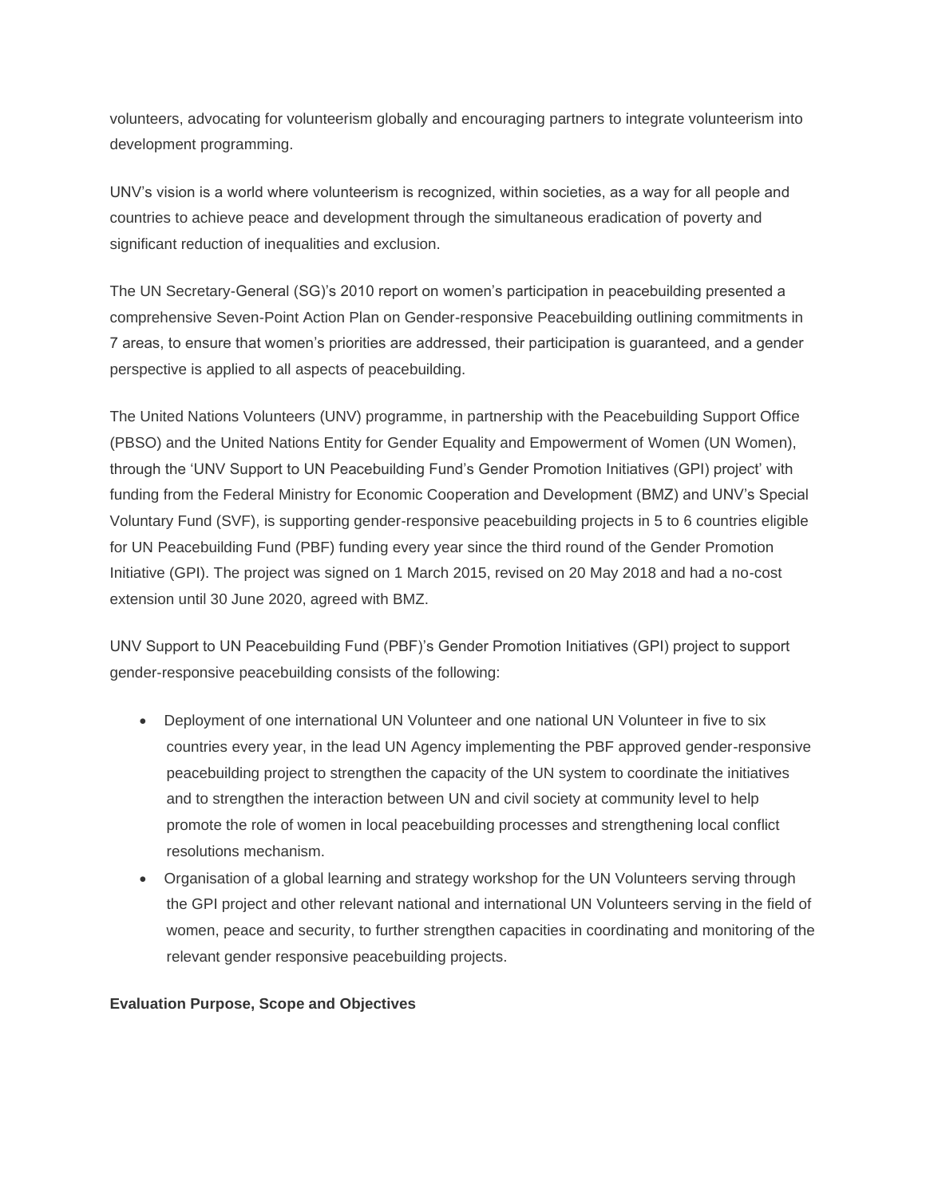volunteers, advocating for volunteerism globally and encouraging partners to integrate volunteerism into development programming.

UNV's vision is a world where volunteerism is recognized, within societies, as a way for all people and countries to achieve peace and development through the simultaneous eradication of poverty and significant reduction of inequalities and exclusion.

The UN Secretary-General (SG)'s 2010 report on women's participation in peacebuilding presented a comprehensive Seven-Point Action Plan on Gender-responsive Peacebuilding outlining commitments in 7 areas, to ensure that women's priorities are addressed, their participation is guaranteed, and a gender perspective is applied to all aspects of peacebuilding.

The United Nations Volunteers (UNV) programme, in partnership with the Peacebuilding Support Office (PBSO) and the United Nations Entity for Gender Equality and Empowerment of Women (UN Women), through the 'UNV Support to UN Peacebuilding Fund's Gender Promotion Initiatives (GPI) project' with funding from the Federal Ministry for Economic Cooperation and Development (BMZ) and UNV's Special Voluntary Fund (SVF), is supporting gender-responsive peacebuilding projects in 5 to 6 countries eligible for UN Peacebuilding Fund (PBF) funding every year since the third round of the Gender Promotion Initiative (GPI). The project was signed on 1 March 2015, revised on 20 May 2018 and had a no-cost extension until 30 June 2020, agreed with BMZ.

UNV Support to UN Peacebuilding Fund (PBF)'s Gender Promotion Initiatives (GPI) project to support gender-responsive peacebuilding consists of the following:

- Deployment of one international UN Volunteer and one national UN Volunteer in five to six countries every year, in the lead UN Agency implementing the PBF approved gender-responsive peacebuilding project to strengthen the capacity of the UN system to coordinate the initiatives and to strengthen the interaction between UN and civil society at community level to help promote the role of women in local peacebuilding processes and strengthening local conflict resolutions mechanism.
- Organisation of a global learning and strategy workshop for the UN Volunteers serving through the GPI project and other relevant national and international UN Volunteers serving in the field of women, peace and security, to further strengthen capacities in coordinating and monitoring of the relevant gender responsive peacebuilding projects.

**Evaluation Purpose, Scope and Objectives**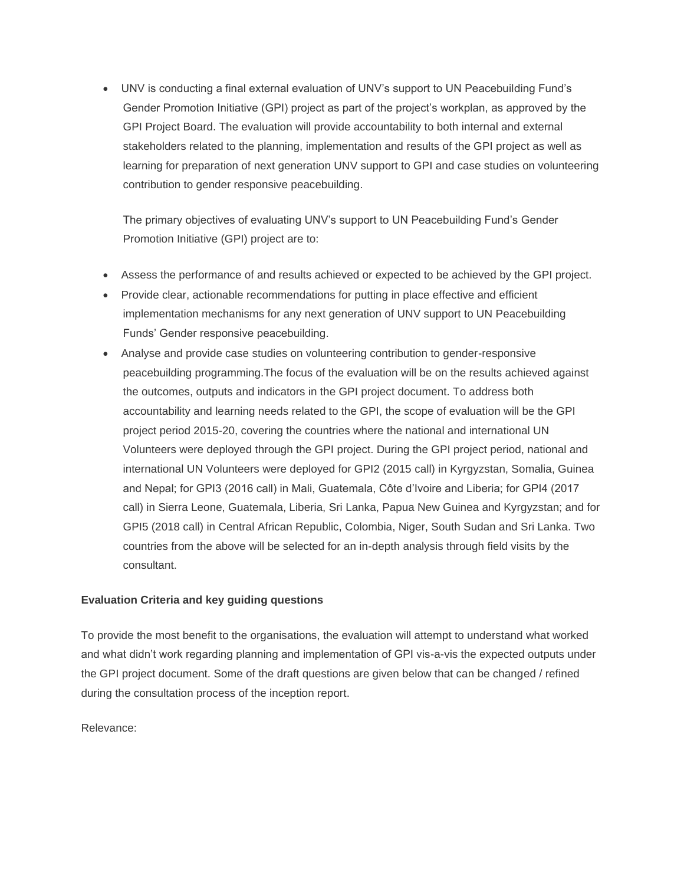- UNV is conducting a final external evaluation of UNV's support to UN Peacebuilding Fund's Gender Promotion Initiative (GPI) project as part of the project's workplan, as approved by the GPI Project Board. The evaluation will provide accountability to both internal and external stakeholders related to the planning, implementation and results of the GPI project as well as learning for preparation of next generation UNV support to GPI and case studies on volunteering contribution to gender responsive peacebuilding.

  The primary objectives of evaluating UNV's support to UN Peacebuilding Fund's Gender Promotion Initiative (GPI) project are to:

- Assess the performance of and results achieved or expected to be achieved by the GPI project.
- Provide clear, actionable recommendations for putting in place effective and efficient implementation mechanisms for any next generation of UNV support to UN Peacebuilding Funds' Gender responsive peacebuilding.
- Analyse and provide case studies on volunteering contribution to gender-responsive peacebuilding programming.The focus of the evaluation will be on the results achieved against the outcomes, outputs and indicators in the GPI project document. To address both accountability and learning needs related to the GPI, the scope of evaluation will be the GPI project period 2015-20, covering the countries where the national and international UN Volunteers were deployed through the GPI project. During the GPI project period, national and international UN Volunteers were deployed for GPI2 (2015 call) in Kyrgyzstan, Somalia, Guinea and Nepal; for GPI3 (2016 call) in Mali, Guatemala, Côte d'Ivoire and Liberia; for GPI4 (2017 call) in Sierra Leone, Guatemala, Liberia, Sri Lanka, Papua New Guinea and Kyrgyzstan; and for GPI5 (2018 call) in Central African Republic, Colombia, Niger, South Sudan and Sri Lanka. Two countries from the above will be selected for an in-depth analysis through field visits by the consultant.

**Evaluation Criteria and key guiding questions**

To provide the most benefit to the organisations, the evaluation will attempt to understand what worked and what didn't work regarding planning and implementation of GPI vis-a-vis the expected outputs under the GPI project document. Some of the draft questions are given below that can be changed / refined during the consultation process of the inception report.

Relevance: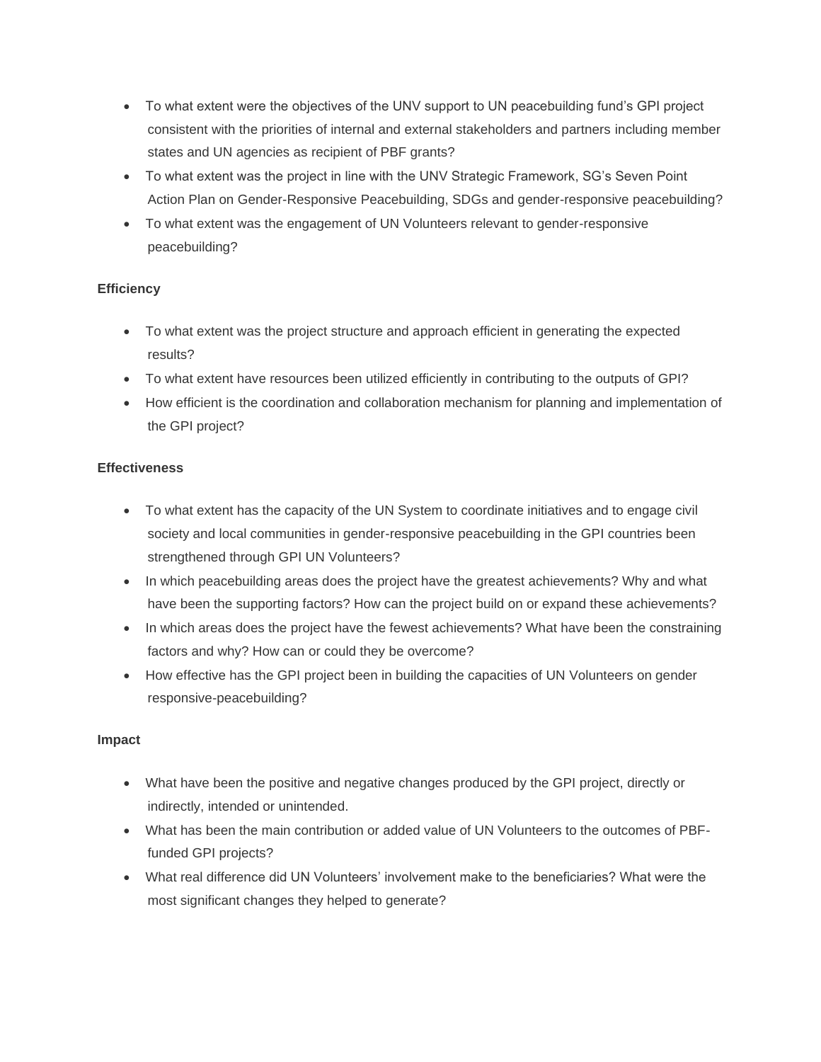- To what extent were the objectives of the UNV support to UN peacebuilding fund's GPI project consistent with the priorities of internal and external stakeholders and partners including member states and UN agencies as recipient of PBF grants?
- To what extent was the project in line with the UNV Strategic Framework, SG's Seven Point Action Plan on Gender-Responsive Peacebuilding, SDGs and gender-responsive peacebuilding?
- To what extent was the engagement of UN Volunteers relevant to gender-responsive peacebuilding?

**Efficiency**

- To what extent was the project structure and approach efficient in generating the expected results?
- To what extent have resources been utilized efficiently in contributing to the outputs of GPI?
- How efficient is the coordination and collaboration mechanism for planning and implementation of the GPI project?

**Effectiveness**

- To what extent has the capacity of the UN System to coordinate initiatives and to engage civil society and local communities in gender-responsive peacebuilding in the GPI countries been strengthened through GPI UN Volunteers?
- In which peacebuilding areas does the project have the greatest achievements? Why and what have been the supporting factors? How can the project build on or expand these achievements?
- In which areas does the project have the fewest achievements? What have been the constraining factors and why? How can or could they be overcome?
- How effective has the GPI project been in building the capacities of UN Volunteers on gender responsive-peacebuilding?

**Impact**

- What have been the positive and negative changes produced by the GPI project, directly or indirectly, intended or unintended.
- What has been the main contribution or added value of UN Volunteers to the outcomes of PBF-funded GPI projects?
- What real difference did UN Volunteers' involvement make to the beneficiaries? What were the most significant changes they helped to generate?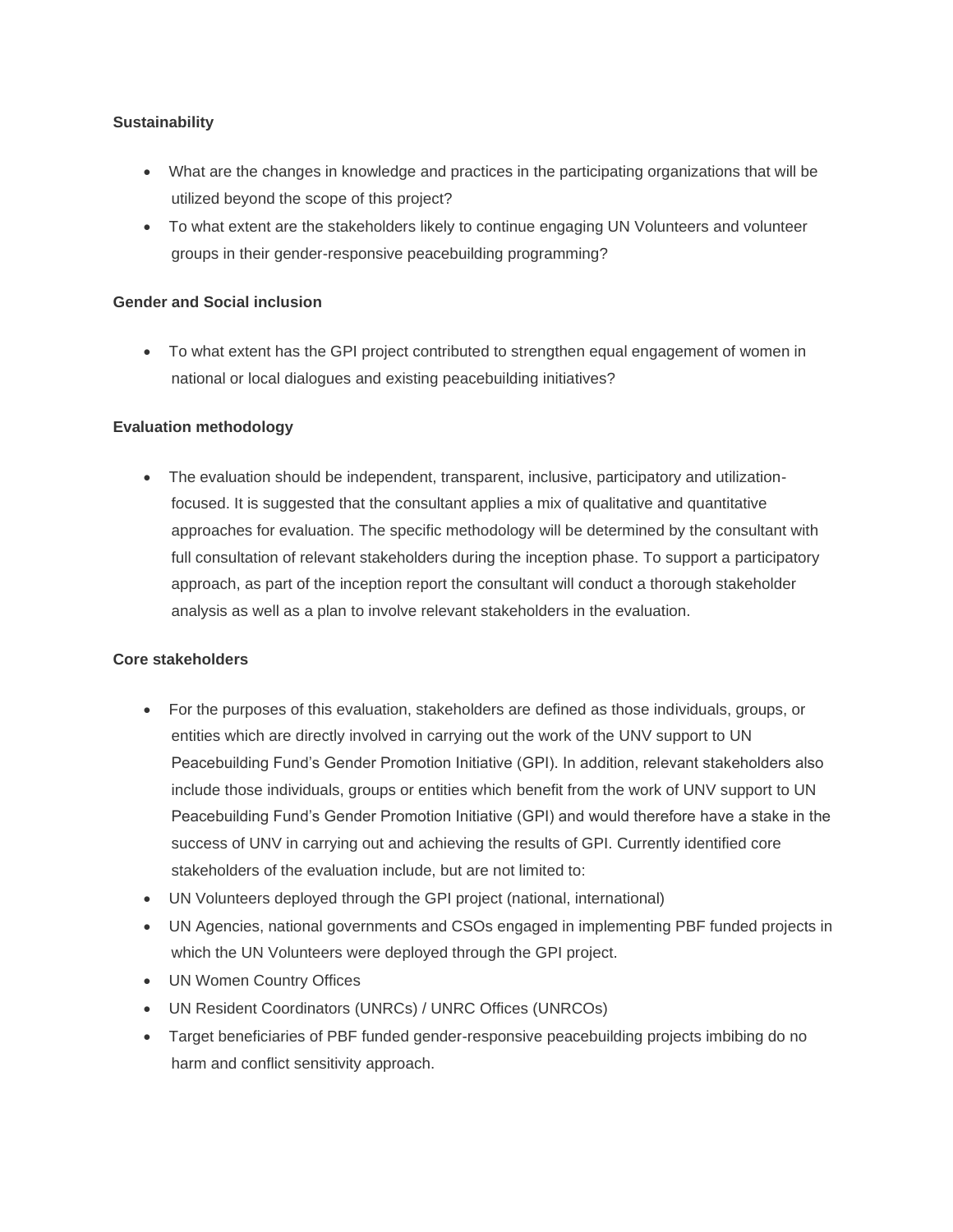**Sustainability**

- What are the changes in knowledge and practices in the participating organizations that will be utilized beyond the scope of this project?
- To what extent are the stakeholders likely to continue engaging UN Volunteers and volunteer groups in their gender-responsive peacebuilding programming?

**Gender and Social inclusion**

- To what extent has the GPI project contributed to strengthen equal engagement of women in national or local dialogues and existing peacebuilding initiatives?

**Evaluation methodology**

- The evaluation should be independent, transparent, inclusive, participatory and utilization-focused. It is suggested that the consultant applies a mix of qualitative and quantitative approaches for evaluation. The specific methodology will be determined by the consultant with full consultation of relevant stakeholders during the inception phase. To support a participatory approach, as part of the inception report the consultant will conduct a thorough stakeholder analysis as well as a plan to involve relevant stakeholders in the evaluation.

**Core stakeholders**

- For the purposes of this evaluation, stakeholders are defined as those individuals, groups, or entities which are directly involved in carrying out the work of the UNV support to UN Peacebuilding Fund's Gender Promotion Initiative (GPI). In addition, relevant stakeholders also include those individuals, groups or entities which benefit from the work of UNV support to UN Peacebuilding Fund's Gender Promotion Initiative (GPI) and would therefore have a stake in the success of UNV in carrying out and achieving the results of GPI. Currently identified core stakeholders of the evaluation include, but are not limited to:
- UN Volunteers deployed through the GPI project (national, international)
- UN Agencies, national governments and CSOs engaged in implementing PBF funded projects in which the UN Volunteers were deployed through the GPI project.
- UN Women Country Offices
- UN Resident Coordinators (UNRCs) / UNRC Offices (UNRCOs)
- Target beneficiaries of PBF funded gender-responsive peacebuilding projects imbibing do no harm and conflict sensitivity approach.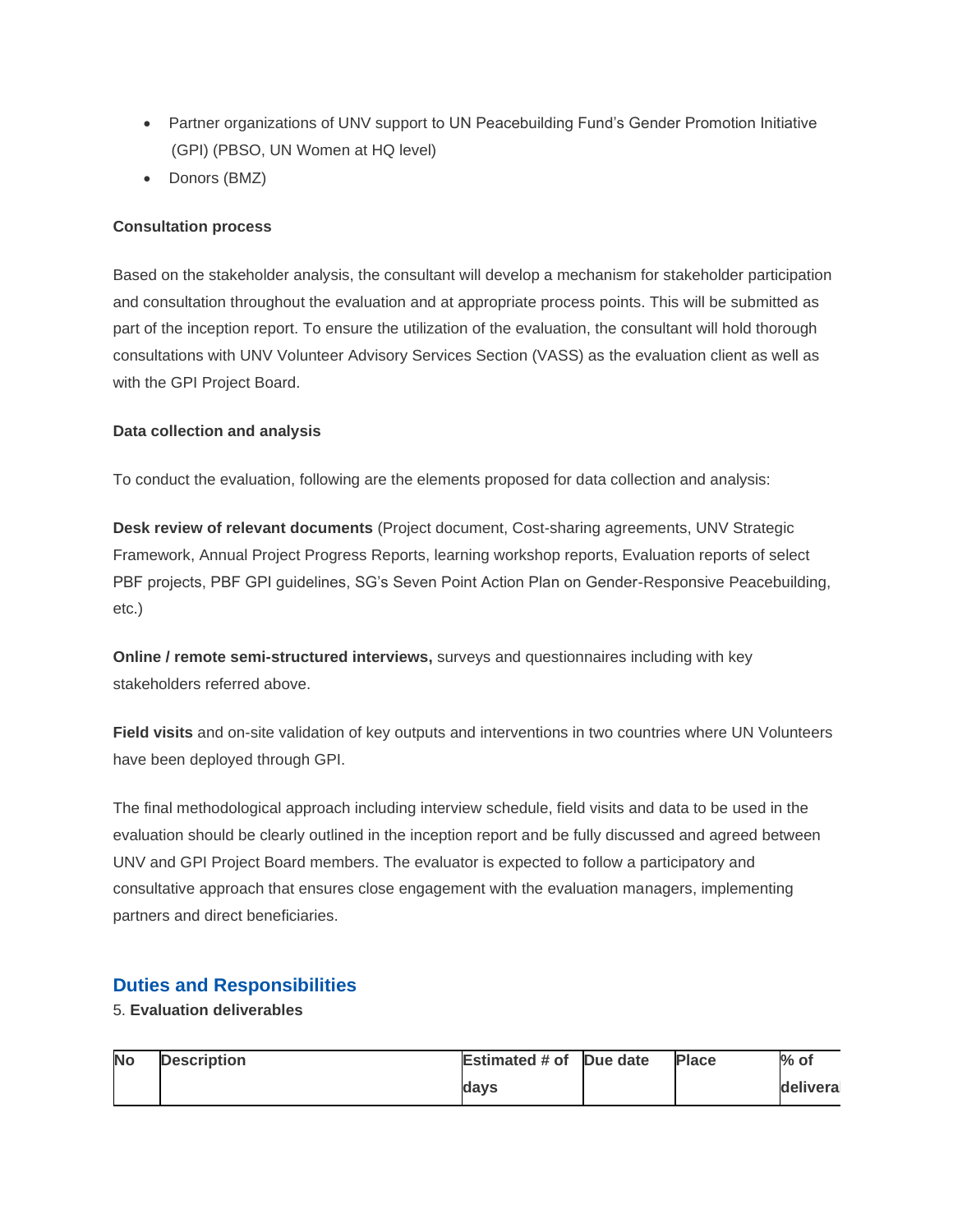- Partner organizations of UNV support to UN Peacebuilding Fund's Gender Promotion Initiative (GPI) (PBSO, UN Women at HQ level)
- Donors (BMZ)

**Consultation process**

Based on the stakeholder analysis, the consultant will develop a mechanism for stakeholder participation and consultation throughout the evaluation and at appropriate process points. This will be submitted as part of the inception report. To ensure the utilization of the evaluation, the consultant will hold thorough consultations with UNV Volunteer Advisory Services Section (VASS) as the evaluation client as well as with the GPI Project Board.

**Data collection and analysis**

To conduct the evaluation, following are the elements proposed for data collection and analysis:

**Desk review of relevant documents** (Project document, Cost-sharing agreements, UNV Strategic Framework, Annual Project Progress Reports, learning workshop reports, Evaluation reports of select PBF projects, PBF GPI guidelines, SG's Seven Point Action Plan on Gender-Responsive Peacebuilding, etc.)

**Online / remote semi-structured interviews,** surveys and questionnaires including with key stakeholders referred above.

**Field visits** and on-site validation of key outputs and interventions in two countries where UN Volunteers have been deployed through GPI.

The final methodological approach including interview schedule, field visits and data to be used in the evaluation should be clearly outlined in the inception report and be fully discussed and agreed between UNV and GPI Project Board members. The evaluator is expected to follow a participatory and consultative approach that ensures close engagement with the evaluation managers, implementing partners and direct beneficiaries.

## Duties and Responsibilities

5. **Evaluation deliverables**

| No | Description | Estimated # of days | Due date | Place | % of delivera |
|---|---|---|---|---|---|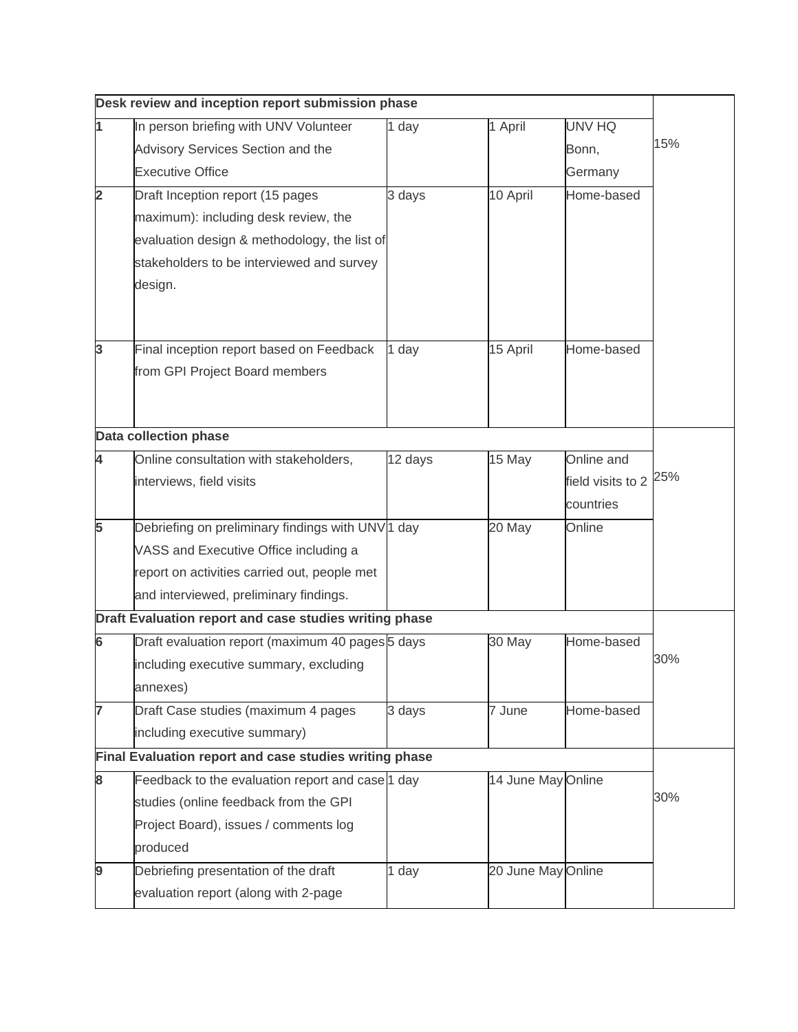| Desk review and inception report submission phase | | | | | |
|---|---|---|---|---|---|
| 1 | In person briefing with UNV Volunteer Advisory Services Section and the Executive Office | 1 day | 1 April | UNV HQ Bonn, Germany | 15% |
| 2 | Draft Inception report (15 pages maximum): including desk review, the evaluation design & methodology, the list of stakeholders to be interviewed and survey design. | 3 days | 10 April | Home-based | |
| 3 | Final inception report based on Feedback from GPI Project Board members | 1 day | 15 April | Home-based | |
| **Data collection phase** | | | | | |
| 4 | Online consultation with stakeholders, interviews, field visits | 12 days | 15 May | Online and field visits to 2 countries | 25% |
| 5 | Debriefing on preliminary findings with UNV VASS and Executive Office including a report on activities carried out, people met and interviewed, preliminary findings. | 1 day | 20 May | Online | |
| **Draft Evaluation report and case studies writing phase** | | | | | |
| 6 | Draft evaluation report (maximum 40 pages including executive summary, excluding annexes) | 5 days | 30 May | Home-based | 30% |
| 7 | Draft Case studies (maximum 4 pages including executive summary) | 3 days | 7 June | Home-based | |
| **Final Evaluation report and case studies writing phase** | | | | | |
| 8 | Feedback to the evaluation report and case studies (online feedback from the GPI Project Board), issues / comments log produced | 1 day | 14 June May | Online | 30% |
| 9 | Debriefing presentation of the draft evaluation report (along with 2-page | 1 day | 20 June May | Online | |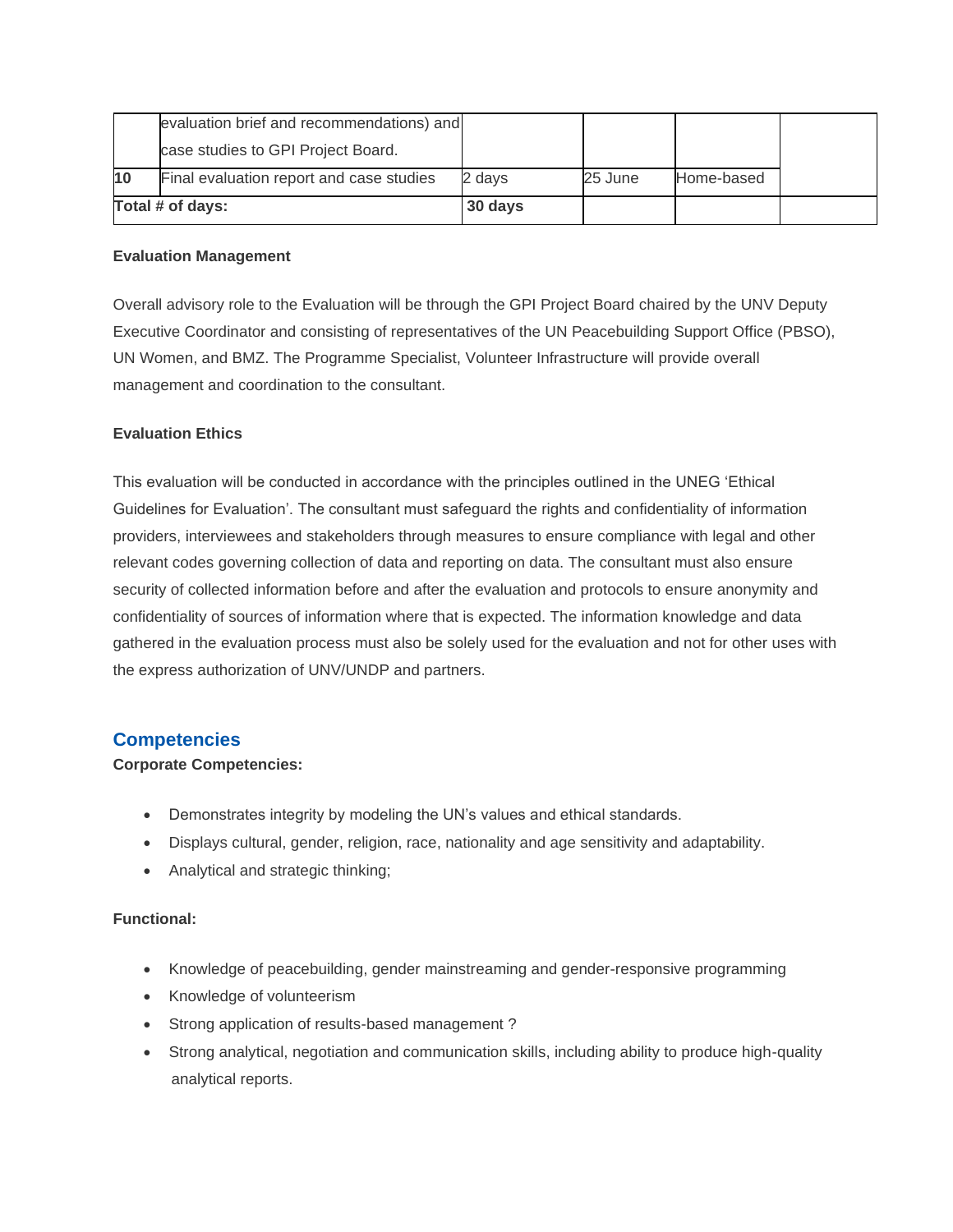| | | | | | |
|---|---|---|---|---|---|
| | evaluation brief and recommendations) and case studies to GPI Project Board. | | | | |
| **10** | Final evaluation report and case studies | 2 days | 25 June | Home-based | |
| **Total # of days:** | | **30 days** | | | |

**Evaluation Management**

Overall advisory role to the Evaluation will be through the GPI Project Board chaired by the UNV Deputy Executive Coordinator and consisting of representatives of the UN Peacebuilding Support Office (PBSO), UN Women, and BMZ. The Programme Specialist, Volunteer Infrastructure will provide overall management and coordination to the consultant.

**Evaluation Ethics**

This evaluation will be conducted in accordance with the principles outlined in the UNEG 'Ethical Guidelines for Evaluation'. The consultant must safeguard the rights and confidentiality of information providers, interviewees and stakeholders through measures to ensure compliance with legal and other relevant codes governing collection of data and reporting on data. The consultant must also ensure security of collected information before and after the evaluation and protocols to ensure anonymity and confidentiality of sources of information where that is expected. The information knowledge and data gathered in the evaluation process must also be solely used for the evaluation and not for other uses with the express authorization of UNV/UNDP and partners.

## Competencies

**Corporate Competencies:**

- Demonstrates integrity by modeling the UN's values and ethical standards.
- Displays cultural, gender, religion, race, nationality and age sensitivity and adaptability.
- Analytical and strategic thinking;

**Functional:**

- Knowledge of peacebuilding, gender mainstreaming and gender-responsive programming
- Knowledge of volunteerism
- Strong application of results-based management ?
- Strong analytical, negotiation and communication skills, including ability to produce high-quality analytical reports.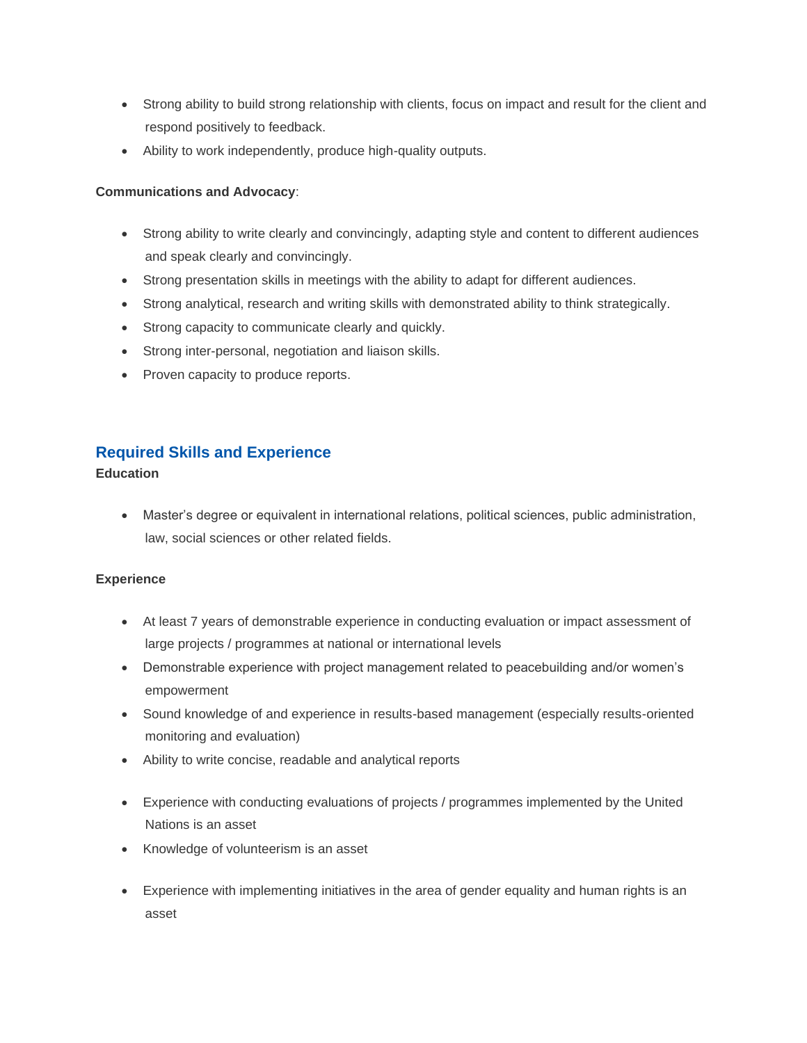- Strong ability to build strong relationship with clients, focus on impact and result for the client and respond positively to feedback.
- Ability to work independently, produce high-quality outputs.

**Communications and Advocacy**:

- Strong ability to write clearly and convincingly, adapting style and content to different audiences and speak clearly and convincingly.
- Strong presentation skills in meetings with the ability to adapt for different audiences.
- Strong analytical, research and writing skills with demonstrated ability to think strategically.
- Strong capacity to communicate clearly and quickly.
- Strong inter-personal, negotiation and liaison skills.
- Proven capacity to produce reports.

## Required Skills and Experience

**Education**

- Master's degree or equivalent in international relations, political sciences, public administration, law, social sciences or other related fields.

**Experience**

- At least 7 years of demonstrable experience in conducting evaluation or impact assessment of large projects / programmes at national or international levels
- Demonstrable experience with project management related to peacebuilding and/or women's empowerment
- Sound knowledge of and experience in results-based management (especially results-oriented monitoring and evaluation)
- Ability to write concise, readable and analytical reports
- Experience with conducting evaluations of projects / programmes implemented by the United Nations is an asset
- Knowledge of volunteerism is an asset
- Experience with implementing initiatives in the area of gender equality and human rights is an asset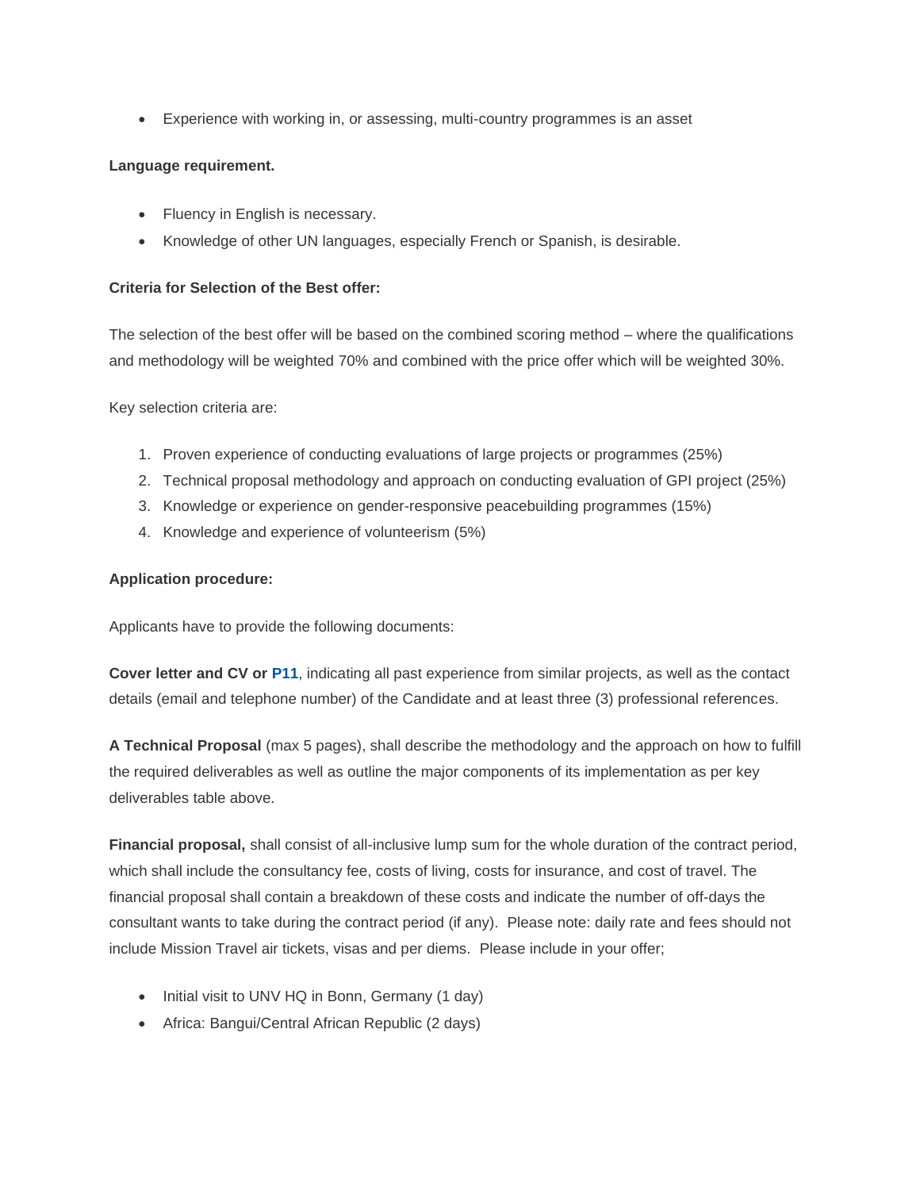- Experience with working in, or assessing, multi-country programmes is an asset

**Language requirement.**

- Fluency in English is necessary.
- Knowledge of other UN languages, especially French or Spanish, is desirable.

**Criteria for Selection of the Best offer:**

The selection of the best offer will be based on the combined scoring method – where the qualifications and methodology will be weighted 70% and combined with the price offer which will be weighted 30%.

Key selection criteria are:

1. Proven experience of conducting evaluations of large projects or programmes (25%)
2. Technical proposal methodology and approach on conducting evaluation of GPI project (25%)
3. Knowledge or experience on gender-responsive peacebuilding programmes (15%)
4. Knowledge and experience of volunteerism (5%)

**Application procedure:**

Applicants have to provide the following documents:

**Cover letter and CV or P11**, indicating all past experience from similar projects, as well as the contact details (email and telephone number) of the Candidate and at least three (3) professional references.

**A Technical Proposal** (max 5 pages), shall describe the methodology and the approach on how to fulfill the required deliverables as well as outline the major components of its implementation as per key deliverables table above.

**Financial proposal,** shall consist of all-inclusive lump sum for the whole duration of the contract period, which shall include the consultancy fee, costs of living, costs for insurance, and cost of travel. The financial proposal shall contain a breakdown of these costs and indicate the number of off-days the consultant wants to take during the contract period (if any). Please note: daily rate and fees should not include Mission Travel air tickets, visas and per diems. Please include in your offer;

- Initial visit to UNV HQ in Bonn, Germany (1 day)
- Africa: Bangui/Central African Republic (2 days)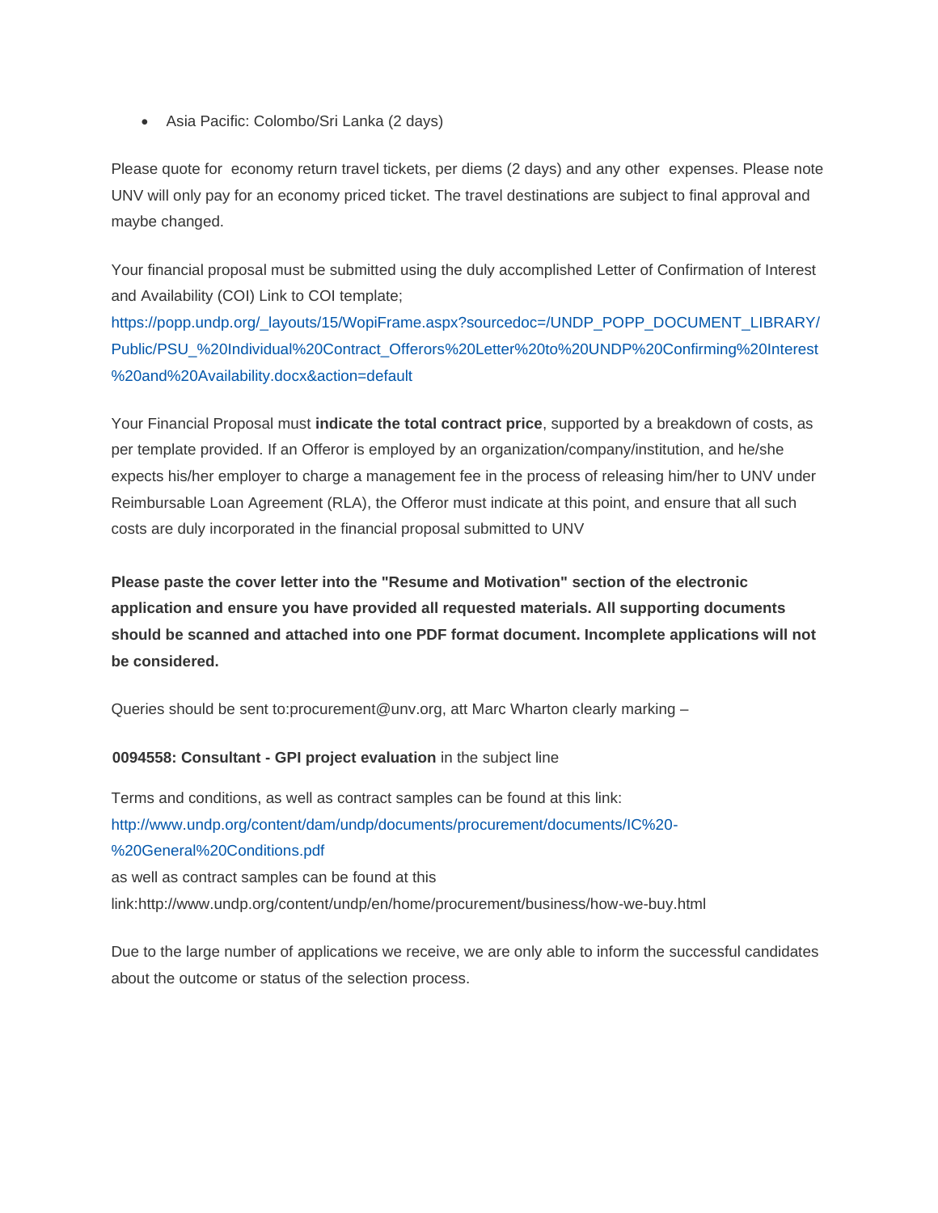- Asia Pacific: Colombo/Sri Lanka (2 days)

Please quote for economy return travel tickets, per diems (2 days) and any other expenses. Please note UNV will only pay for an economy priced ticket. The travel destinations are subject to final approval and maybe changed.

Your financial proposal must be submitted using the duly accomplished Letter of Confirmation of Interest and Availability (COI) Link to COI template;
https://popp.undp.org/_layouts/15/WopiFrame.aspx?sourcedoc=/UNDP_POPP_DOCUMENT_LIBRARY/Public/PSU_%20Individual%20Contract_Offerors%20Letter%20to%20UNDP%20Confirming%20Interest%20and%20Availability.docx&action=default

Your Financial Proposal must **indicate the total contract price**, supported by a breakdown of costs, as per template provided. If an Offeror is employed by an organization/company/institution, and he/she expects his/her employer to charge a management fee in the process of releasing him/her to UNV under Reimbursable Loan Agreement (RLA), the Offeror must indicate at this point, and ensure that all such costs are duly incorporated in the financial proposal submitted to UNV

**Please paste the cover letter into the "Resume and Motivation" section of the electronic application and ensure you have provided all requested materials. All supporting documents should be scanned and attached into one PDF format document. Incomplete applications will not be considered.**

Queries should be sent to:procurement@unv.org, att Marc Wharton clearly marking –

**0094558: Consultant - GPI project evaluation** in the subject line

Terms and conditions, as well as contract samples can be found at this link:
http://www.undp.org/content/dam/undp/documents/procurement/documents/IC%20-%20General%20Conditions.pdf
as well as contract samples can be found at this link:http://www.undp.org/content/undp/en/home/procurement/business/how-we-buy.html

Due to the large number of applications we receive, we are only able to inform the successful candidates about the outcome or status of the selection process.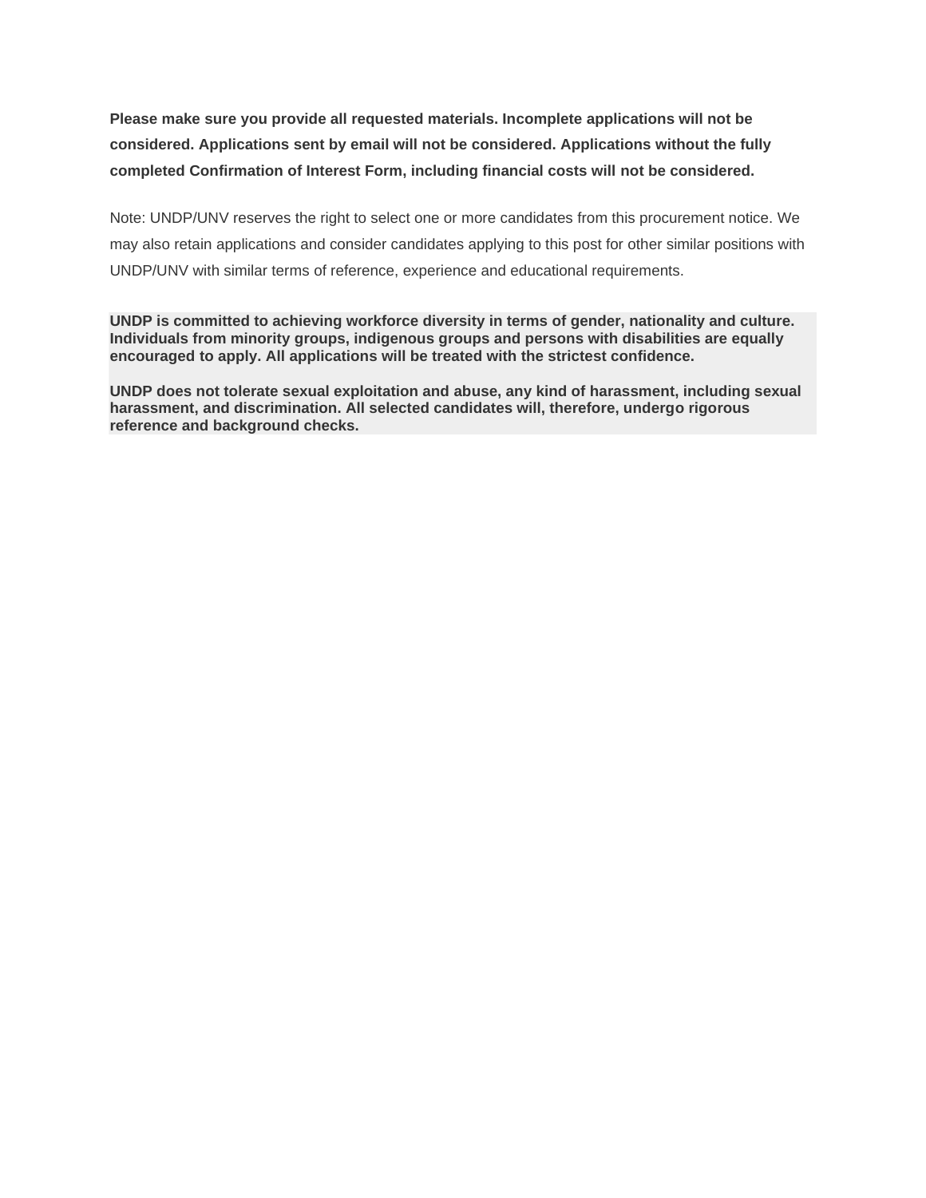**Please make sure you provide all requested materials. Incomplete applications will not be considered. Applications sent by email will not be considered. Applications without the fully completed Confirmation of Interest Form, including financial costs will not be considered.**

Note: UNDP/UNV reserves the right to select one or more candidates from this procurement notice. We may also retain applications and consider candidates applying to this post for other similar positions with UNDP/UNV with similar terms of reference, experience and educational requirements.

**UNDP is committed to achieving workforce diversity in terms of gender, nationality and culture. Individuals from minority groups, indigenous groups and persons with disabilities are equally encouraged to apply. All applications will be treated with the strictest confidence.**

**UNDP does not tolerate sexual exploitation and abuse, any kind of harassment, including sexual harassment, and discrimination. All selected candidates will, therefore, undergo rigorous reference and background checks.**